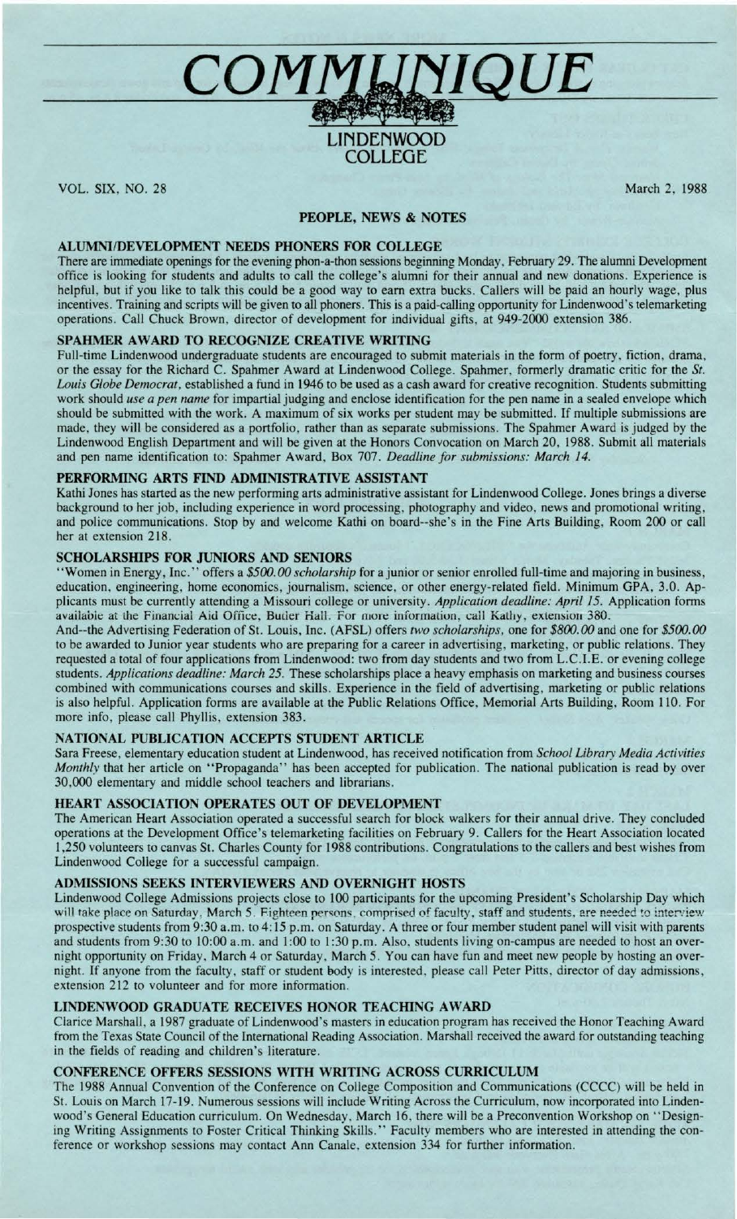# COMMUNIQUE

LINDENWOOD COLLEGE

VOL. SIX, NO. 28

March 2, 1988

## PEOPLE, NEWS & NOTES

### ALUMNI/DEVELOPMENT NEEDS PHONERS FOR COLLEGE

There are immediate openings for the evening phon-a-thon sessions beginning Monday, February 29. The alumni Development office is looking for students and adults to call the college's alumni for their annual and new donations. Experience is helpful, but if you like to talk this could be a good way to earn extra bucks. Callers will be paid an hourly wage, plus incentives. Training and scripts will be given to all phoners. This is a paid-calling opportunity for Lindenwood's telemarketing operations. Call Chuck Brown, director of development for individual gifts, at 949-2000 extension 386.

### SPAHMER AWARD TO RECOGNIZE CREATIVE WRITING

Full-time Lindenwood undergraduate students are encouraged to submit materials in the form of poetry, fiction, drama, or the essay for the Richard C. Spahmer Award at Lindenwood College. Spahmer, formerly dramatic critic for the *St. Louis Globe Democrat*, established a fund in 1946 to be used as a cash award for creative recognition. Students submitting work should *use a pen name* for impartial judging and enclose identification for the pen name in a sealed envelope which should be submitted with the work. A maximum of six works per student may be submitted. If multiple submissions are made, they will be considered as a portfolio, rather than as separate submissions. The Spahmer Award is judged by the Lindenwood English Department and will be given at the Honors Convocation on March 20, 1988. Submit all materials and pen name identification to: Spahmer Award, Box 707. *Deadline for submissions: March 14.*

### PERFORMING ARTS FIND ADMINISTRATIVE ASSISTANT

Kathi Jones has started as the new performing arts administrative assistant for Lindenwood College. Jones brings a diverse background to her job, including experience in word processing, photography and video, news and promotional writing, and police communications. Stop by and welcome Kathi on board--she's in the Fine Arts Building, Room 200 or call her at extension 218.

### SCHOLARSHIPS FOR JUNIORS AND SENIORS

"Women in Energy, Inc." offers a *$500.00 scholarship* for a junior or senior enrolled full-time and majoring in business, education, engineering, home economics, journalism, science, or other energy-related field. Minimum GPA, 3.0. Applicants must be currently attending a Missouri college or university. *Application deadline: April 15.* Application forms available at the Financial Aid Office, Butler Hall. For more information, call Kathy, extension 380.

And--the Advertising Federation of St. Louis, Inc. (AFSL) offers *two scholarships*, one for *$800.00* and one for *$500.00* to be awarded to Junior year students who are preparing for a career in advertising, marketing, or public relations. They requested a total of four applications from Lindenwood: two from day students and two from L.C.I.E. or evening college students. *Applications deadline: March 25.* These scholarships place a heavy emphasis on marketing and business courses combined with communications courses and skills. Experience in the field of advertising, marketing or public relations is also helpful. Application forms are available at the Public Relations Office, Memorial Arts Building, Room 110. For more info, please call Phyllis, extension 383.

### NATIONAL PUBLICATION ACCEPTS STUDENT ARTICLE

Sara Freese, elementary education student at Lindenwood, has received notification from *School Library Media Activities Monthly* that her article on "Propaganda" has been accepted for publication. The national publication is read by over 30,000 elementary and middle school teachers and librarians.

### HEART ASSOCIATION OPERATES OUT OF DEVELOPMENT

The American Heart Association operated a successful search for block walkers for their annual drive. They concluded operations at the Development Office's telemarketing facilities on February 9. Callers for the Heart Association located 1,250 volunteers to canvas St. Charles County for 1988 contributions. Congratulations to the callers and best wishes from Lindenwood College for a successful campaign.

### ADMISSIONS SEEKS INTERVIEWERS AND OVERNIGHT HOSTS

Lindenwood College Admissions projects close to 100 participants for the upcoming President's Scholarship Day which will take place on Saturday, March 5. Eighteen persons, comprised of faculty, staff and students, are needed to interview prospective students from 9:30 a.m. to 4:15 p.m. on Saturday. A three or four member student panel will visit with parents and students from 9:30 to 10:00 a.m. and 1:00 to 1:30 p.m. Also, students living on-campus are needed to host an overnight opportunity on Friday, March 4 or Saturday, March 5. You can have fun and meet new people by hosting an overnight. If anyone from the faculty, staff or student body is interested, please call Peter Pitts, director of day admissions, extension 212 to volunteer and for more information.

### LINDENWOOD GRADUATE RECEIVES HONOR TEACHING AWARD

Clarice Marshall, a 1987 graduate of Lindenwood's masters in education program has received the Honor Teaching Award from the Texas State Council of the International Reading Association. Marshall received the award for outstanding teaching in the fields of reading and children's literature.

### CONFERENCE OFFERS SESSIONS WITH WRITING ACROSS CURRICULUM

The 1988 Annual Convention of the Conference on College Composition and Communications (CCCC) will be held in St. Louis on March 17-19. Numerous sessions will include Writing Across the Curriculum, now incorporated into Lindenwood's General Education curriculum. On Wednesday, March 16, there will be a Preconvention Workshop on "Designing Writing Assignments to Foster Critical Thinking Skills." Faculty members who are interested in attending the conference or workshop sessions may contact Ann Canale, extension 334 for further information.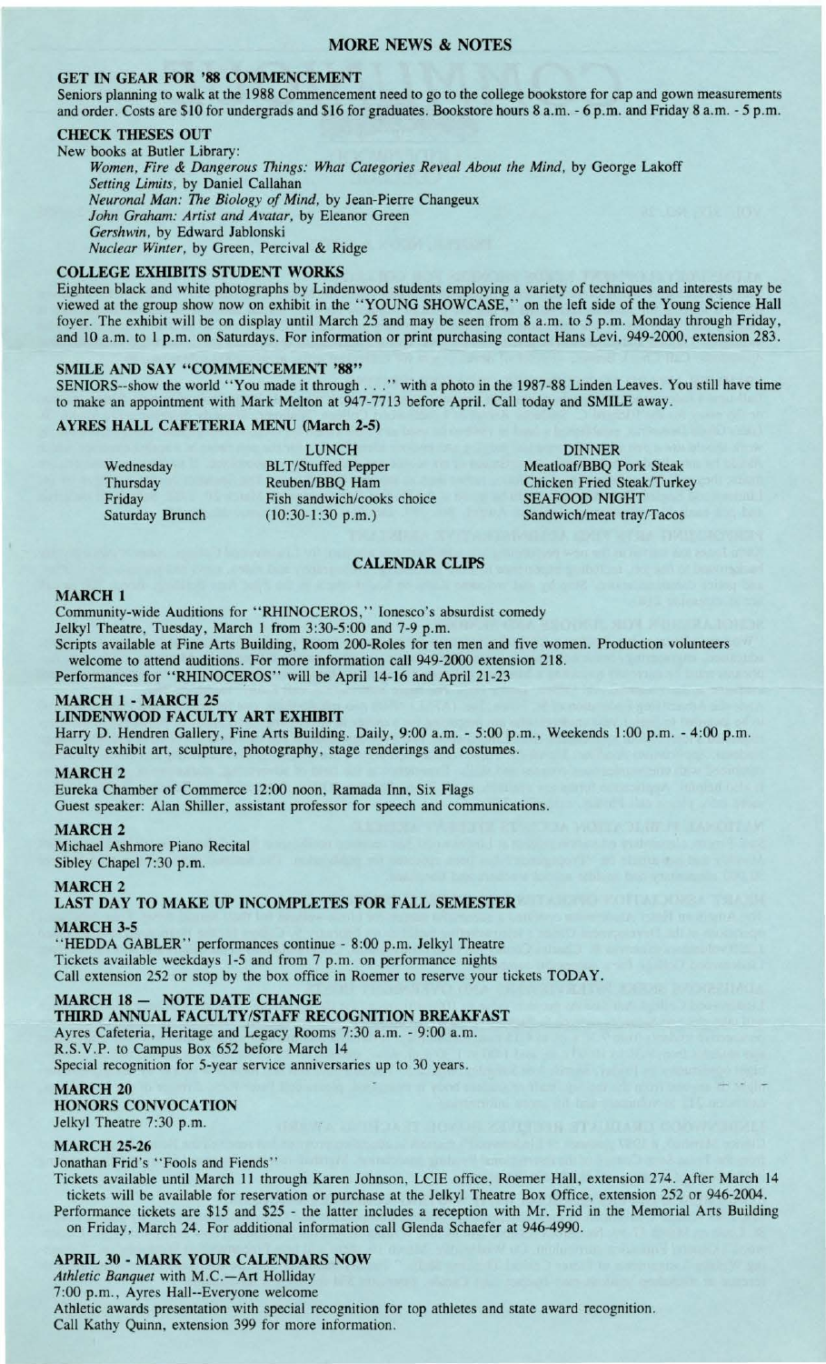## MORE NEWS & NOTES

### GET IN GEAR FOR '88 COMMENCEMENT

Seniors planning to walk at the 1988 Commencement need to go to the college bookstore for cap and gown measurements and order. Costs are $10 for undergrads and $16 for graduates. Bookstore hours 8 a.m. - 6 p.m. and Friday 8 a.m. - 5 p.m.

### CHECK THESES OUT

New books at Butler Library:

*Women, Fire & Dangerous Things: What Categories Reveal About the Mind*, by George Lakoff
*Setting Limits*, by Daniel Callahan
*Neuronal Man: The Biology of Mind*, by Jean-Pierre Changeux
*John Graham: Artist and Avatar*, by Eleanor Green
*Gershwin*, by Edward Jablonski
*Nuclear Winter*, by Green, Percival & Ridge

### COLLEGE EXHIBITS STUDENT WORKS

Eighteen black and white photographs by Lindenwood students employing a variety of techniques and interests may be viewed at the group show now on exhibit in the "YOUNG SHOWCASE," on the left side of the Young Science Hall foyer. The exhibit will be on display until March 25 and may be seen from 8 a.m. to 5 p.m. Monday through Friday, and 10 a.m. to 1 p.m. on Saturdays. For information or print purchasing contact Hans Levi, 949-2000, extension 283.

### SMILE AND SAY "COMMENCEMENT '88"

SENIORS--show the world "You made it through . . ." with a photo in the 1987-88 Linden Leaves. You still have time to make an appointment with Mark Melton at 947-7713 before April. Call today and SMILE away.

### AYRES HALL CAFETERIA MENU (March 2-5)

| | LUNCH | DINNER |
|---|---|---|
| Wednesday | BLT/Stuffed Pepper | Meatloaf/BBQ Pork Steak |
| Thursday | Reuben/BBQ Ham | Chicken Fried Steak/Turkey |
| Friday | Fish sandwich/cooks choice | SEAFOOD NIGHT |
| Saturday Brunch | (10:30-1:30 p.m.) | Sandwich/meat tray/Tacos |

## CALENDAR CLIPS

### MARCH 1

Community-wide Auditions for "RHINOCEROS," Ionesco's absurdist comedy
Jelkyl Theatre, Tuesday, March 1 from 3:30-5:00 and 7-9 p.m.
Scripts available at Fine Arts Building, Room 200-Roles for ten men and five women. Production volunteers welcome to attend auditions. For more information call 949-2000 extension 218.
Performances for "RHINOCEROS" will be April 14-16 and April 21-23

### MARCH 1 - MARCH 25
### LINDENWOOD FACULTY ART EXHIBIT

Harry D. Hendren Gallery, Fine Arts Building. Daily, 9:00 a.m. - 5:00 p.m., Weekends 1:00 p.m. - 4:00 p.m.
Faculty exhibit art, sculpture, photography, stage renderings and costumes.

### MARCH 2

Eureka Chamber of Commerce 12:00 noon, Ramada Inn, Six Flags
Guest speaker: Alan Shiller, assistant professor for speech and communications.

### MARCH 2

Michael Ashmore Piano Recital
Sibley Chapel 7:30 p.m.

### MARCH 2
### LAST DAY TO MAKE UP INCOMPLETES FOR FALL SEMESTER

### MARCH 3-5

"HEDDA GABLER" performances continue - 8:00 p.m. Jelkyl Theatre
Tickets available weekdays 1-5 and from 7 p.m. on performance nights
Call extension 252 or stop by the box office in Roemer to reserve your tickets TODAY.

### MARCH 18 — NOTE DATE CHANGE
### THIRD ANNUAL FACULTY/STAFF RECOGNITION BREAKFAST

Ayres Cafeteria, Heritage and Legacy Rooms 7:30 a.m. - 9:00 a.m.
R.S.V.P. to Campus Box 652 before March 14
Special recognition for 5-year service anniversaries up to 30 years.

### MARCH 20
### HONORS CONVOCATION

Jelkyl Theatre 7:30 p.m.

### MARCH 25-26

Jonathan Frid's "Fools and Fiends"
Tickets available until March 11 through Karen Johnson, LCIE office, Roemer Hall, extension 274. After March 14 tickets will be available for reservation or purchase at the Jelkyl Theatre Box Office, extension 252 or 946-2004.
Performance tickets are $15 and $25 - the latter includes a reception with Mr. Frid in the Memorial Arts Building on Friday, March 24. For additional information call Glenda Schaefer at 946-4990.

### APRIL 30 - MARK YOUR CALENDARS NOW

*Athletic Banquet* with M.C.—Art Holliday
7:00 p.m., Ayres Hall--Everyone welcome
Athletic awards presentation with special recognition for top athletes and state award recognition.
Call Kathy Quinn, extension 399 for more information.